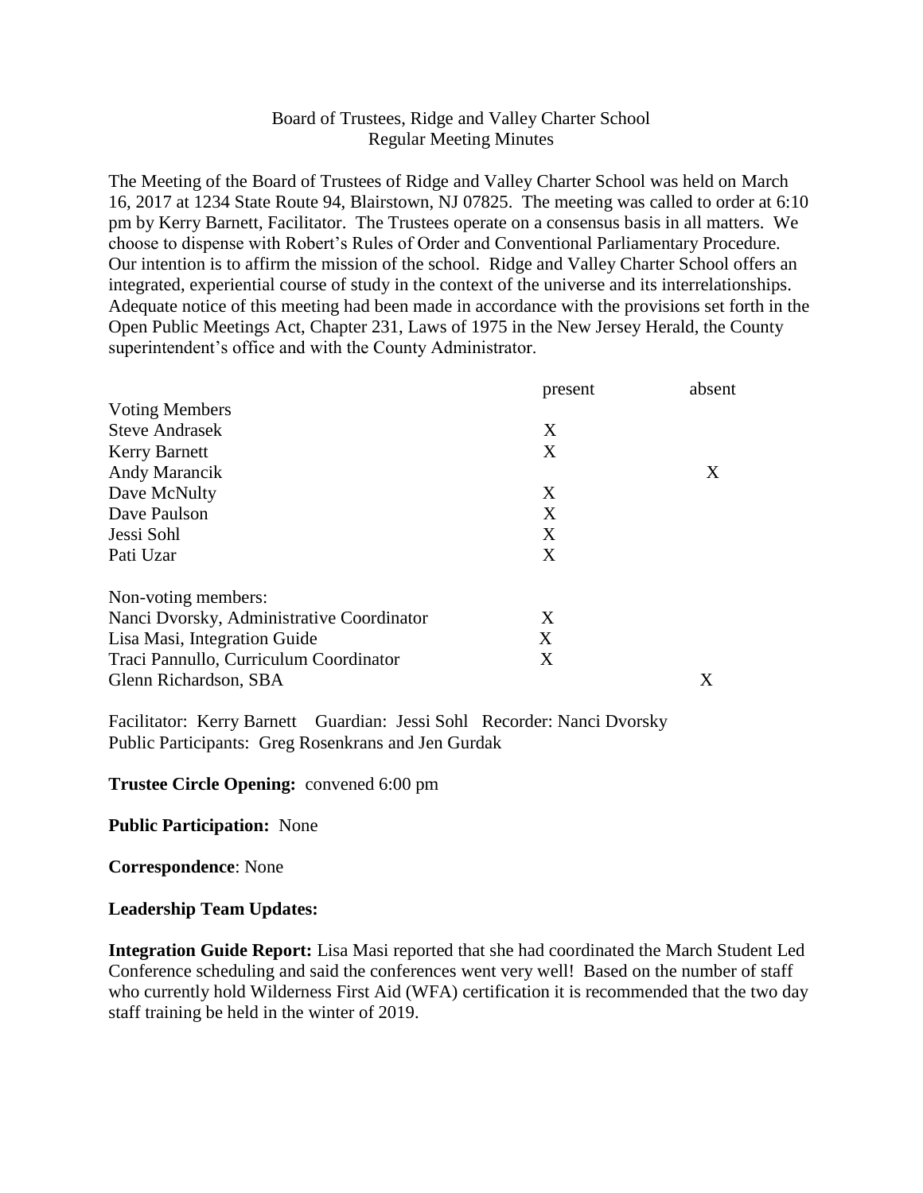Board of Trustees, Ridge and Valley Charter School
Regular Meeting Minutes

The Meeting of the Board of Trustees of Ridge and Valley Charter School was held on March 16, 2017 at 1234 State Route 94, Blairstown, NJ 07825. The meeting was called to order at 6:10 pm by Kerry Barnett, Facilitator. The Trustees operate on a consensus basis in all matters. We choose to dispense with Robert's Rules of Order and Conventional Parliamentary Procedure. Our intention is to affirm the mission of the school. Ridge and Valley Charter School offers an integrated, experiential course of study in the context of the universe and its interrelationships. Adequate notice of this meeting had been made in accordance with the provisions set forth in the Open Public Meetings Act, Chapter 231, Laws of 1975 in the New Jersey Herald, the County superintendent's office and with the County Administrator.

| | present | absent |
|---|---|---|
| Voting Members | | |
| Steve Andrasek | X | |
| Kerry Barnett | X | |
| Andy Marancik | | X |
| Dave McNulty | X | |
| Dave Paulson | X | |
| Jessi Sohl | X | |
| Pati Uzar | X | |
| Non-voting members: | | |
| Nanci Dvorsky, Administrative Coordinator | X | |
| Lisa Masi, Integration Guide | X | |
| Traci Pannullo, Curriculum Coordinator | X | |
| Glenn Richardson, SBA | | X |

Facilitator: Kerry Barnett Guardian: Jessi Sohl Recorder: Nanci Dvorsky
Public Participants: Greg Rosenkrans and Jen Gurdak

**Trustee Circle Opening:** convened 6:00 pm

**Public Participation:** None

**Correspondence**: None

**Leadership Team Updates:**

**Integration Guide Report:** Lisa Masi reported that she had coordinated the March Student Led Conference scheduling and said the conferences went very well! Based on the number of staff who currently hold Wilderness First Aid (WFA) certification it is recommended that the two day staff training be held in the winter of 2019.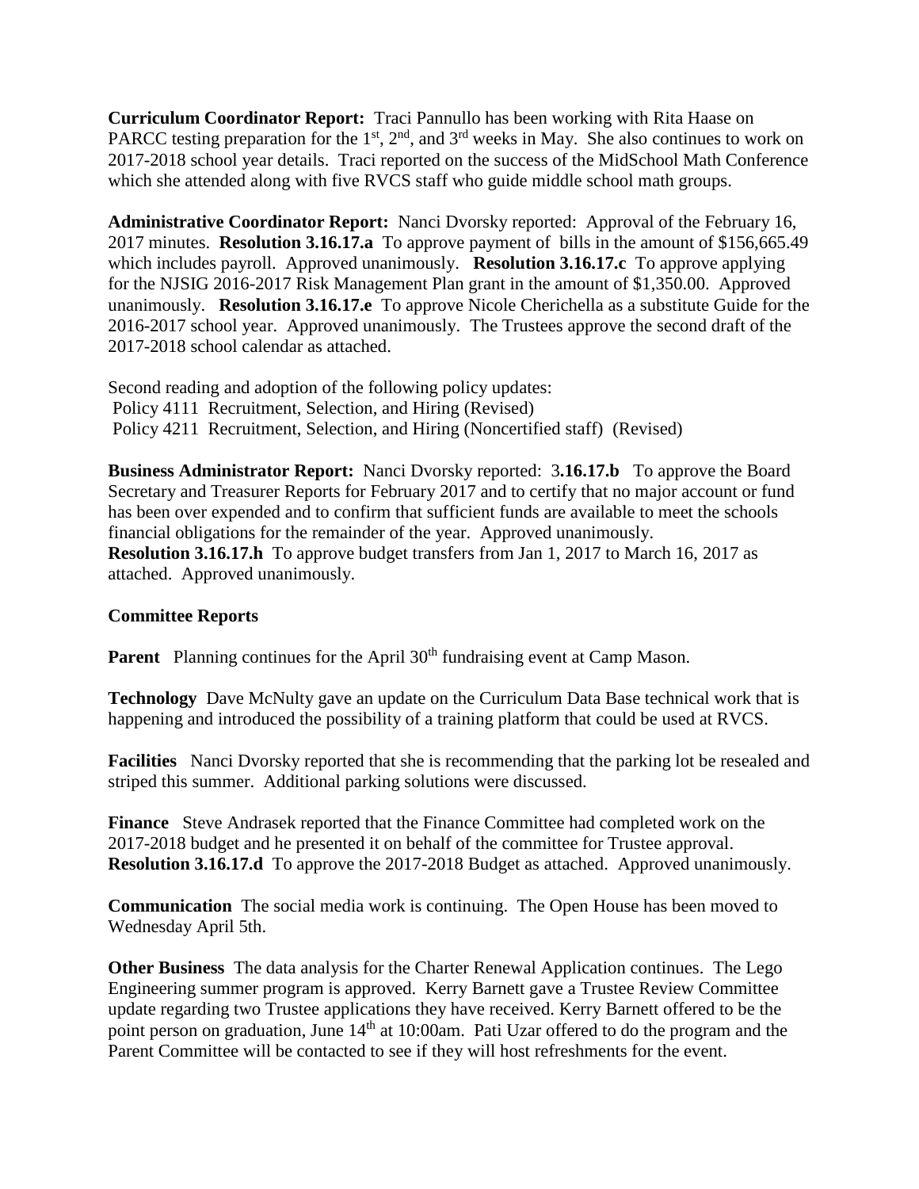**Curriculum Coordinator Report:** Traci Pannullo has been working with Rita Haase on PARCC testing preparation for the 1st, 2nd, and 3rd weeks in May. She also continues to work on 2017-2018 school year details. Traci reported on the success of the MidSchool Math Conference which she attended along with five RVCS staff who guide middle school math groups.

**Administrative Coordinator Report:** Nanci Dvorsky reported: Approval of the February 16, 2017 minutes. **Resolution 3.16.17.a** To approve payment of bills in the amount of $156,665.49 which includes payroll. Approved unanimously. **Resolution 3.16.17.c** To approve applying for the NJSIG 2016-2017 Risk Management Plan grant in the amount of $1,350.00. Approved unanimously. **Resolution 3.16.17.e** To approve Nicole Cherichella as a substitute Guide for the 2016-2017 school year. Approved unanimously. The Trustees approve the second draft of the 2017-2018 school calendar as attached.

Second reading and adoption of the following policy updates:
Policy 4111 Recruitment, Selection, and Hiring (Revised)
Policy 4211 Recruitment, Selection, and Hiring (Noncertified staff) (Revised)

**Business Administrator Report:** Nanci Dvorsky reported: 3**.16.17.b** To approve the Board Secretary and Treasurer Reports for February 2017 and to certify that no major account or fund has been over expended and to confirm that sufficient funds are available to meet the schools financial obligations for the remainder of the year. Approved unanimously.
**Resolution 3.16.17.h** To approve budget transfers from Jan 1, 2017 to March 16, 2017 as attached. Approved unanimously.

**Committee Reports**

**Parent** Planning continues for the April 30th fundraising event at Camp Mason.

**Technology** Dave McNulty gave an update on the Curriculum Data Base technical work that is happening and introduced the possibility of a training platform that could be used at RVCS.

**Facilities** Nanci Dvorsky reported that she is recommending that the parking lot be resealed and striped this summer. Additional parking solutions were discussed.

**Finance** Steve Andrasek reported that the Finance Committee had completed work on the 2017-2018 budget and he presented it on behalf of the committee for Trustee approval.
**Resolution 3.16.17.d** To approve the 2017-2018 Budget as attached. Approved unanimously.

**Communication** The social media work is continuing. The Open House has been moved to Wednesday April 5th.

**Other Business** The data analysis for the Charter Renewal Application continues. The Lego Engineering summer program is approved. Kerry Barnett gave a Trustee Review Committee update regarding two Trustee applications they have received. Kerry Barnett offered to be the point person on graduation, June 14th at 10:00am. Pati Uzar offered to do the program and the Parent Committee will be contacted to see if they will host refreshments for the event.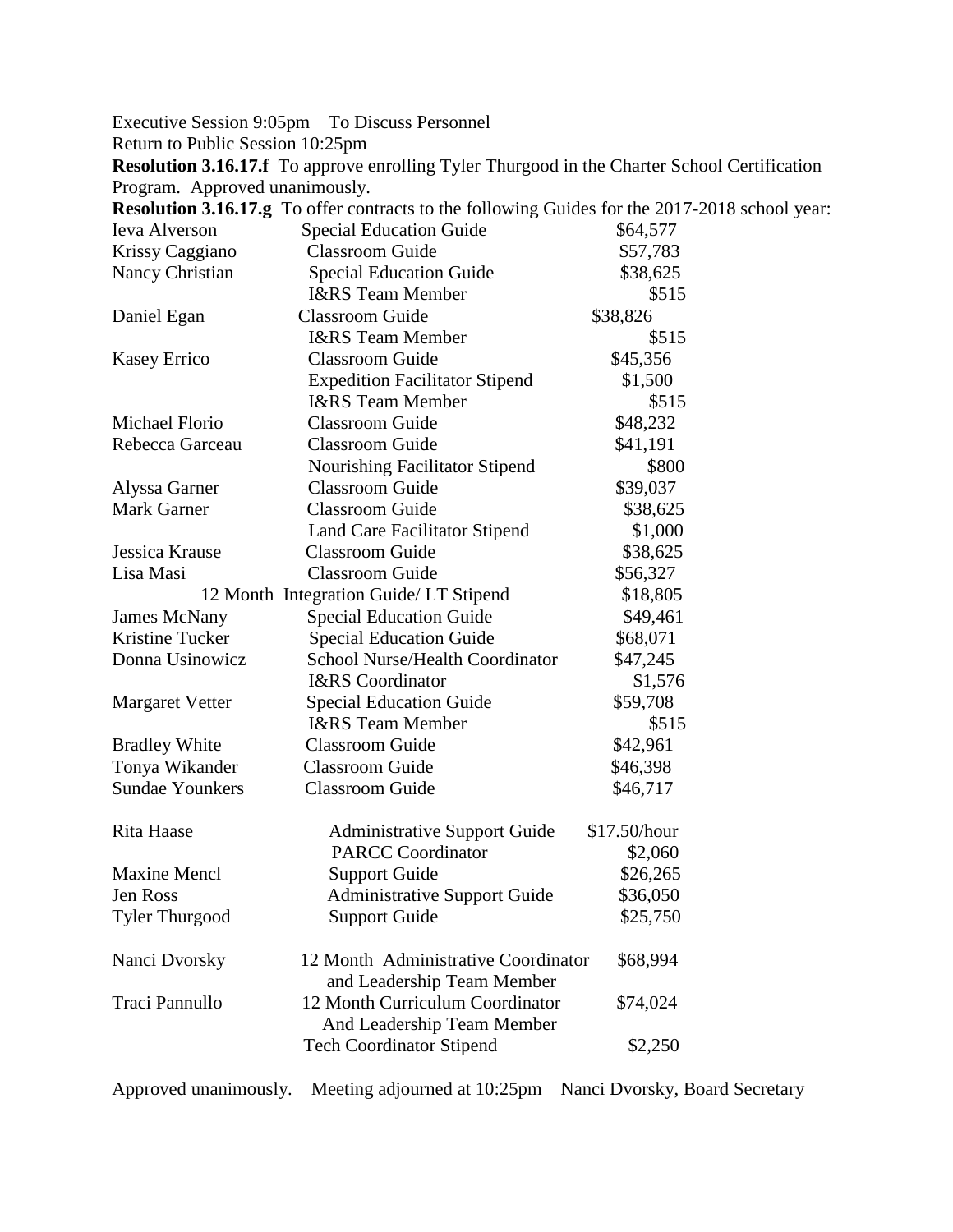Executive Session 9:05pm To Discuss Personnel

Return to Public Session 10:25pm

**Resolution 3.16.17.f** To approve enrolling Tyler Thurgood in the Charter School Certification Program. Approved unanimously.

**Resolution 3.16.17.g** To offer contracts to the following Guides for the 2017-2018 school year:

| | | |
|---|---|---|
| Ieva Alverson | Special Education Guide | $64,577 |
| Krissy Caggiano | Classroom Guide | $57,783 |
| Nancy Christian | Special Education Guide | $38,625 |
| | I&RS Team Member | $515 |
| Daniel Egan | Classroom Guide | $38,826 |
| | I&RS Team Member | $515 |
| Kasey Errico | Classroom Guide | $45,356 |
| | Expedition Facilitator Stipend | $1,500 |
| | I&RS Team Member | $515 |
| Michael Florio | Classroom Guide | $48,232 |
| Rebecca Garceau | Classroom Guide | $41,191 |
| | Nourishing Facilitator Stipend | $800 |
| Alyssa Garner | Classroom Guide | $39,037 |
| Mark Garner | Classroom Guide | $38,625 |
| | Land Care Facilitator Stipend | $1,000 |
| Jessica Krause | Classroom Guide | $38,625 |
| Lisa Masi | Classroom Guide | $56,327 |
| | 12 Month Integration Guide/ LT Stipend | $18,805 |
| James McNany | Special Education Guide | $49,461 |
| Kristine Tucker | Special Education Guide | $68,071 |
| Donna Usinowicz | School Nurse/Health Coordinator | $47,245 |
| | I&RS Coordinator | $1,576 |
| Margaret Vetter | Special Education Guide | $59,708 |
| | I&RS Team Member | $515 |
| Bradley White | Classroom Guide | $42,961 |
| Tonya Wikander | Classroom Guide | $46,398 |
| Sundae Younkers | Classroom Guide | $46,717 |
| | | |
| Rita Haase | Administrative Support Guide | $17.50/hour |
| | PARCC Coordinator | $2,060 |
| Maxine Mencl | Support Guide | $26,265 |
| Jen Ross | Administrative Support Guide | $36,050 |
| Tyler Thurgood | Support Guide | $25,750 |
| | | |
| Nanci Dvorsky | 12 Month Administrative Coordinator and Leadership Team Member | $68,994 |
| Traci Pannullo | 12 Month Curriculum Coordinator And Leadership Team Member | $74,024 |
| | Tech Coordinator Stipend | $2,250 |

Approved unanimously. Meeting adjourned at 10:25pm Nanci Dvorsky, Board Secretary